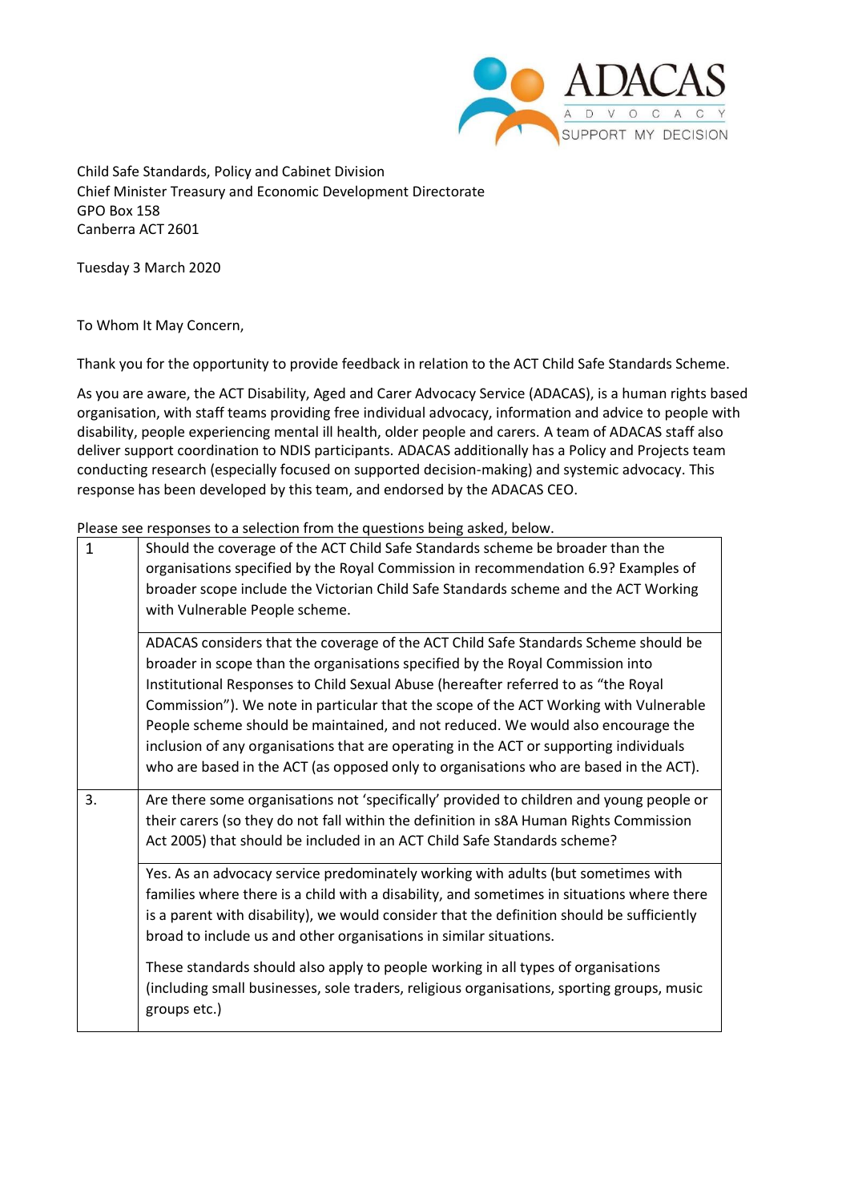Child Safe Standards, Policy and Cabinet Division
Chief Minister Treasury and Economic Development Directorate
GPO Box 158
Canberra ACT 2601

Tuesday 3 March 2020

To Whom It May Concern,

Thank you for the opportunity to provide feedback in relation to the ACT Child Safe Standards Scheme.

As you are aware, the ACT Disability, Aged and Carer Advocacy Service (ADACAS), is a human rights based organisation, with staff teams providing free individual advocacy, information and advice to people with disability, people experiencing mental ill health, older people and carers. A team of ADACAS staff also deliver support coordination to NDIS participants. ADACAS additionally has a Policy and Projects team conducting research (especially focused on supported decision-making) and systemic advocacy. This response has been developed by this team, and endorsed by the ADACAS CEO.

Please see responses to a selection from the questions being asked, below.

| | |
|---|---|
| 1 | Should the coverage of the ACT Child Safe Standards scheme be broader than the organisations specified by the Royal Commission in recommendation 6.9? Examples of broader scope include the Victorian Child Safe Standards scheme and the ACT Working with Vulnerable People scheme. |
| | ADACAS considers that the coverage of the ACT Child Safe Standards Scheme should be broader in scope than the organisations specified by the Royal Commission into Institutional Responses to Child Sexual Abuse (hereafter referred to as "the Royal Commission"). We note in particular that the scope of the ACT Working with Vulnerable People scheme should be maintained, and not reduced. We would also encourage the inclusion of any organisations that are operating in the ACT or supporting individuals who are based in the ACT (as opposed only to organisations who are based in the ACT). |
| 3. | Are there some organisations not 'specifically' provided to children and young people or their carers (so they do not fall within the definition in s8A Human Rights Commission Act 2005) that should be included in an ACT Child Safe Standards scheme? |
| | Yes. As an advocacy service predominately working with adults (but sometimes with families where there is a child with a disability, and sometimes in situations where there is a parent with disability), we would consider that the definition should be sufficiently broad to include us and other organisations in similar situations.<br><br>These standards should also apply to people working in all types of organisations (including small businesses, sole traders, religious organisations, sporting groups, music groups etc.) |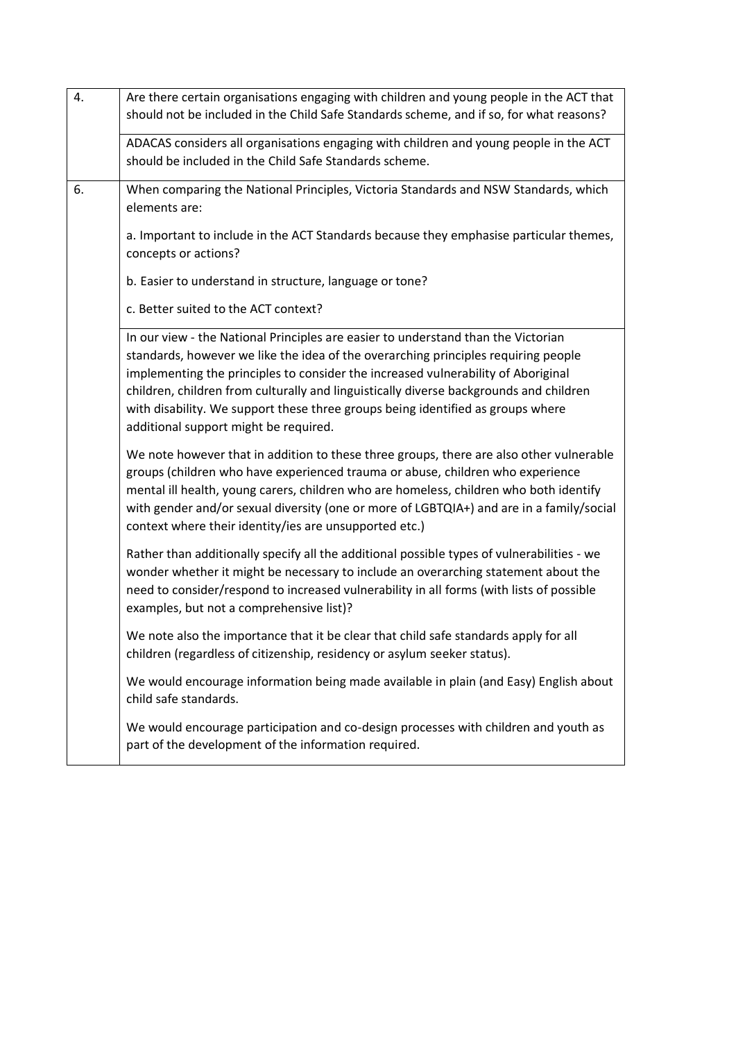| | |
|---|---|
| 4. | Are there certain organisations engaging with children and young people in the ACT that should not be included in the Child Safe Standards scheme, and if so, for what reasons? |
| | ADACAS considers all organisations engaging with children and young people in the ACT should be included in the Child Safe Standards scheme. |
| 6. | When comparing the National Principles, Victoria Standards and NSW Standards, which elements are:<br><br>a. Important to include in the ACT Standards because they emphasise particular themes, concepts or actions?<br><br>b. Easier to understand in structure, language or tone?<br><br>c. Better suited to the ACT context? |
| | In our view - the National Principles are easier to understand than the Victorian standards, however we like the idea of the overarching principles requiring people implementing the principles to consider the increased vulnerability of Aboriginal children, children from culturally and linguistically diverse backgrounds and children with disability. We support these three groups being identified as groups where additional support might be required.<br><br>We note however that in addition to these three groups, there are also other vulnerable groups (children who have experienced trauma or abuse, children who experience mental ill health, young carers, children who are homeless, children who both identify with gender and/or sexual diversity (one or more of LGBTQIA+) and are in a family/social context where their identity/ies are unsupported etc.)<br><br>Rather than additionally specify all the additional possible types of vulnerabilities - we wonder whether it might be necessary to include an overarching statement about the need to consider/respond to increased vulnerability in all forms (with lists of possible examples, but not a comprehensive list)?<br><br>We note also the importance that it be clear that child safe standards apply for all children (regardless of citizenship, residency or asylum seeker status).<br><br>We would encourage information being made available in plain (and Easy) English about child safe standards.<br><br>We would encourage participation and co-design processes with children and youth as part of the development of the information required. |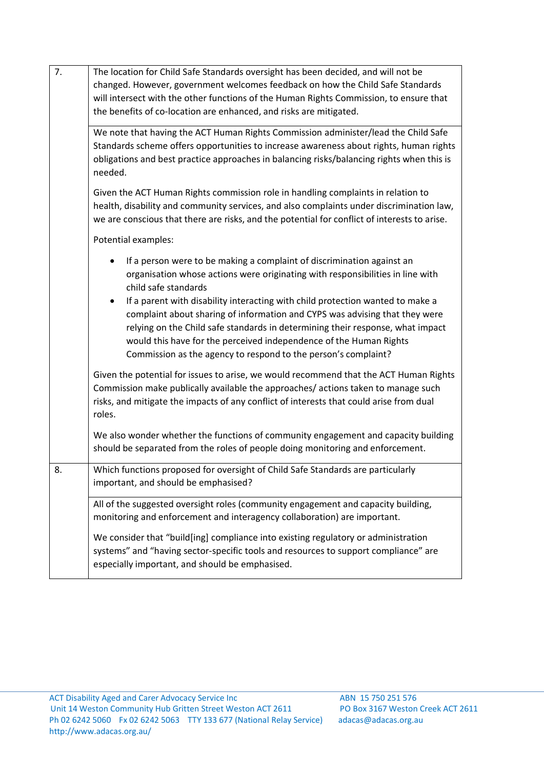| | |
|---|---|
| 7. | The location for Child Safe Standards oversight has been decided, and will not be changed. However, government welcomes feedback on how the Child Safe Standards will intersect with the other functions of the Human Rights Commission, to ensure that the benefits of co-location are enhanced, and risks are mitigated. |
| | We note that having the ACT Human Rights Commission administer/lead the Child Safe Standards scheme offers opportunities to increase awareness about rights, human rights obligations and best practice approaches in balancing risks/balancing rights when this is needed.<br><br>Given the ACT Human Rights commission role in handling complaints in relation to health, disability and community services, and also complaints under discrimination law, we are conscious that there are risks, and the potential for conflict of interests to arise.<br><br>Potential examples:<br><br>• If a person were to be making a complaint of discrimination against an organisation whose actions were originating with responsibilities in line with child safe standards<br>• If a parent with disability interacting with child protection wanted to make a complaint about sharing of information and CYPS was advising that they were relying on the Child safe standards in determining their response, what impact would this have for the perceived independence of the Human Rights Commission as the agency to respond to the person's complaint?<br><br>Given the potential for issues to arise, we would recommend that the ACT Human Rights Commission make publically available the approaches/ actions taken to manage such risks, and mitigate the impacts of any conflict of interests that could arise from dual roles.<br><br>We also wonder whether the functions of community engagement and capacity building should be separated from the roles of people doing monitoring and enforcement. |
| 8. | Which functions proposed for oversight of Child Safe Standards are particularly important, and should be emphasised? |
| | All of the suggested oversight roles (community engagement and capacity building, monitoring and enforcement and interagency collaboration) are important.<br><br>We consider that "build[ing] compliance into existing regulatory or administration systems" and "having sector-specific tools and resources to support compliance" are especially important, and should be emphasised. |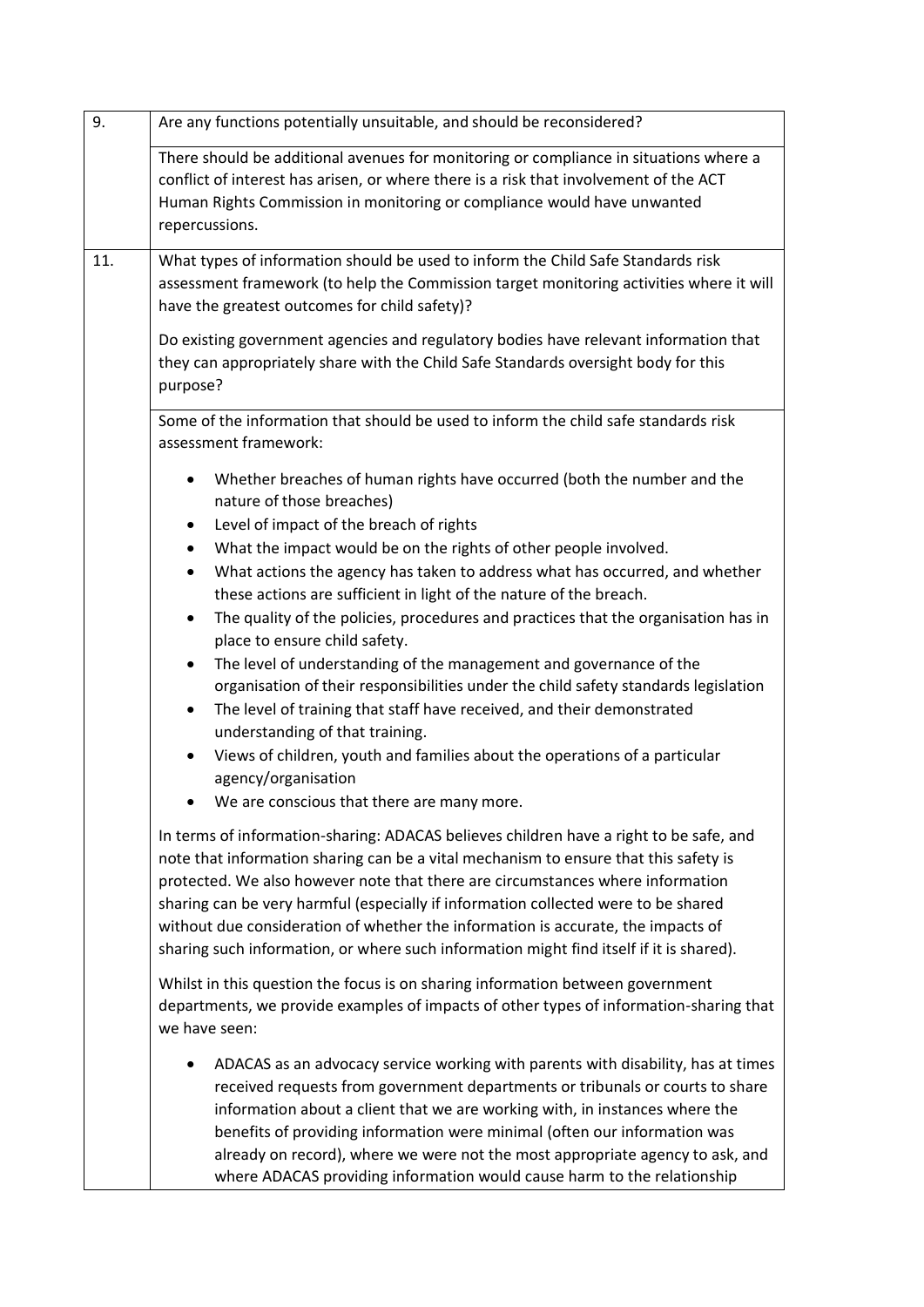| | |
|---|---|
| 9. | Are any functions potentially unsuitable, and should be reconsidered? |
| | There should be additional avenues for monitoring or compliance in situations where a conflict of interest has arisen, or where there is a risk that involvement of the ACT Human Rights Commission in monitoring or compliance would have unwanted repercussions. |
| 11. | What types of information should be used to inform the Child Safe Standards risk assessment framework (to help the Commission target monitoring activities where it will have the greatest outcomes for child safety)?<br><br>Do existing government agencies and regulatory bodies have relevant information that they can appropriately share with the Child Safe Standards oversight body for this purpose? |
| | Some of the information that should be used to inform the child safe standards risk assessment framework:<br><br>• Whether breaches of human rights have occurred (both the number and the nature of those breaches)<br>• Level of impact of the breach of rights<br>• What the impact would be on the rights of other people involved.<br>• What actions the agency has taken to address what has occurred, and whether these actions are sufficient in light of the nature of the breach.<br>• The quality of the policies, procedures and practices that the organisation has in place to ensure child safety.<br>• The level of understanding of the management and governance of the organisation of their responsibilities under the child safety standards legislation<br>• The level of training that staff have received, and their demonstrated understanding of that training.<br>• Views of children, youth and families about the operations of a particular agency/organisation<br>• We are conscious that there are many more.<br><br>In terms of information-sharing: ADACAS believes children have a right to be safe, and note that information sharing can be a vital mechanism to ensure that this safety is protected. We also however note that there are circumstances where information sharing can be very harmful (especially if information collected were to be shared without due consideration of whether the information is accurate, the impacts of sharing such information, or where such information might find itself if it is shared).<br><br>Whilst in this question the focus is on sharing information between government departments, we provide examples of impacts of other types of information-sharing that we have seen:<br><br>• ADACAS as an advocacy service working with parents with disability, has at times received requests from government departments or tribunals or courts to share information about a client that we are working with, in instances where the benefits of providing information were minimal (often our information was already on record), where we were not the most appropriate agency to ask, and where ADACAS providing information would cause harm to the relationship |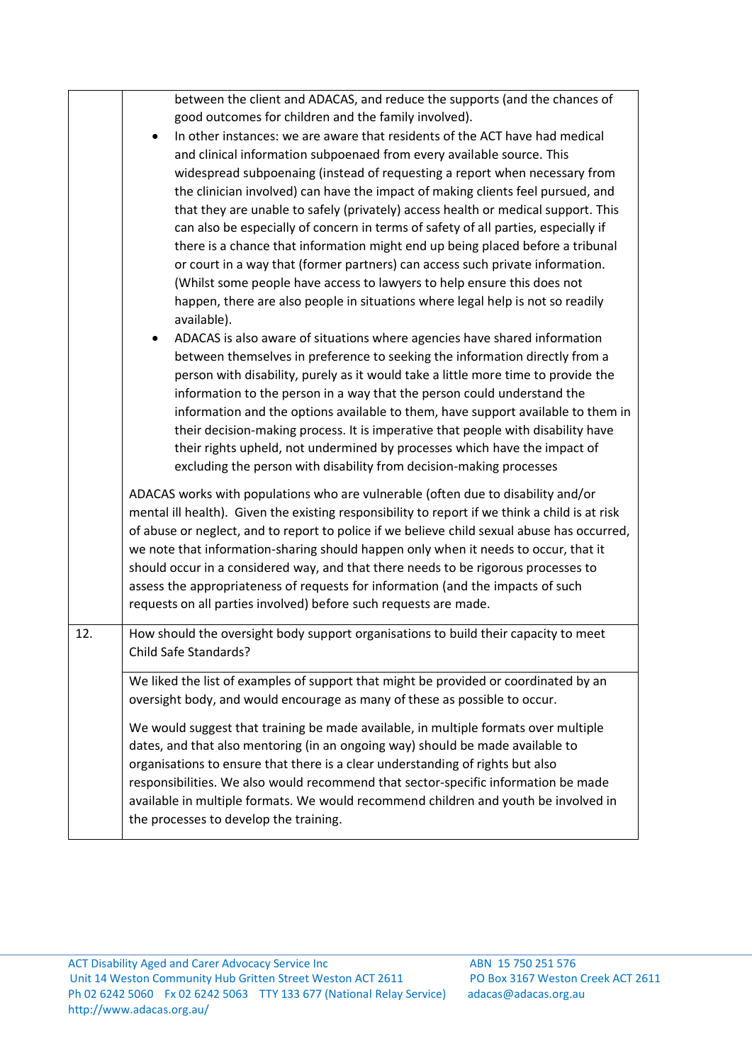| | |
|---|---|
| | between the client and ADACAS, and reduce the supports (and the chances of good outcomes for children and the family involved).<br>• In other instances: we are aware that residents of the ACT have had medical and clinical information subpoenaed from every available source. This widespread subpoenaing (instead of requesting a report when necessary from the clinician involved) can have the impact of making clients feel pursued, and that they are unable to safely (privately) access health or medical support. This can also be especially of concern in terms of safety of all parties, especially if there is a chance that information might end up being placed before a tribunal or court in a way that (former partners) can access such private information. (Whilst some people have access to lawyers to help ensure this does not happen, there are also people in situations where legal help is not so readily available).<br>• ADACAS is also aware of situations where agencies have shared information between themselves in preference to seeking the information directly from a person with disability, purely as it would take a little more time to provide the information to the person in a way that the person could understand the information and the options available to them, have support available to them in their decision-making process. It is imperative that people with disability have their rights upheld, not undermined by processes which have the impact of excluding the person with disability from decision-making processes<br><br>ADACAS works with populations who are vulnerable (often due to disability and/or mental ill health). Given the existing responsibility to report if we think a child is at risk of abuse or neglect, and to report to police if we believe child sexual abuse has occurred, we note that information-sharing should happen only when it needs to occur, that it should occur in a considered way, and that there needs to be rigorous processes to assess the appropriateness of requests for information (and the impacts of such requests on all parties involved) before such requests are made. |
| 12. | How should the oversight body support organisations to build their capacity to meet Child Safe Standards? |
| | We liked the list of examples of support that might be provided or coordinated by an oversight body, and would encourage as many of these as possible to occur.<br><br>We would suggest that training be made available, in multiple formats over multiple dates, and that also mentoring (in an ongoing way) should be made available to organisations to ensure that there is a clear understanding of rights but also responsibilities. We also would recommend that sector-specific information be made available in multiple formats. We would recommend children and youth be involved in the processes to develop the training. |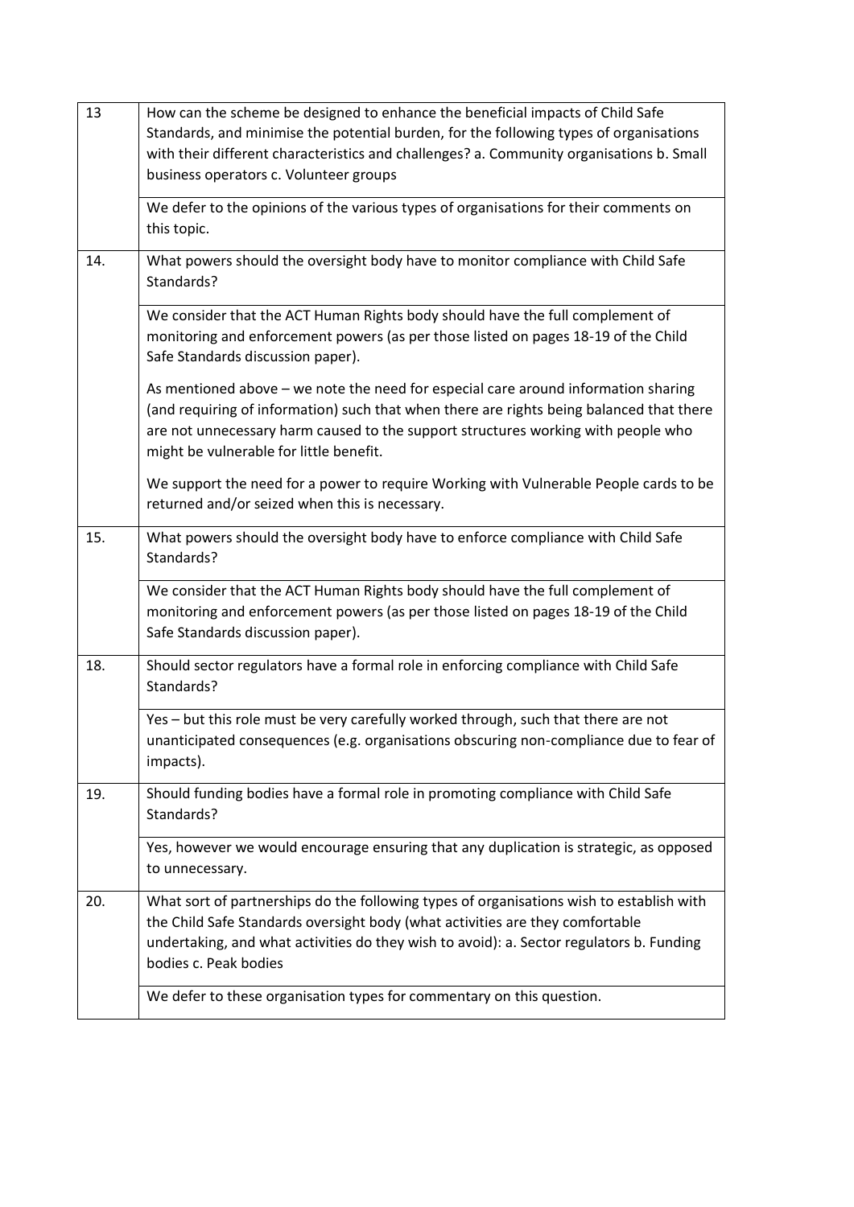| 13 | How can the scheme be designed to enhance the beneficial impacts of Child Safe Standards, and minimise the potential burden, for the following types of organisations with their different characteristics and challenges? a. Community organisations b. Small business operators c. Volunteer groups |
|---|---|
| | We defer to the opinions of the various types of organisations for their comments on this topic. |
| 14. | What powers should the oversight body have to monitor compliance with Child Safe Standards? |
| | We consider that the ACT Human Rights body should have the full complement of monitoring and enforcement powers (as per those listed on pages 18-19 of the Child Safe Standards discussion paper).<br><br>As mentioned above – we note the need for especial care around information sharing (and requiring of information) such that when there are rights being balanced that there are not unnecessary harm caused to the support structures working with people who might be vulnerable for little benefit.<br><br>We support the need for a power to require Working with Vulnerable People cards to be returned and/or seized when this is necessary. |
| 15. | What powers should the oversight body have to enforce compliance with Child Safe Standards? |
| | We consider that the ACT Human Rights body should have the full complement of monitoring and enforcement powers (as per those listed on pages 18-19 of the Child Safe Standards discussion paper). |
| 18. | Should sector regulators have a formal role in enforcing compliance with Child Safe Standards? |
| | Yes – but this role must be very carefully worked through, such that there are not unanticipated consequences (e.g. organisations obscuring non-compliance due to fear of impacts). |
| 19. | Should funding bodies have a formal role in promoting compliance with Child Safe Standards? |
| | Yes, however we would encourage ensuring that any duplication is strategic, as opposed to unnecessary. |
| 20. | What sort of partnerships do the following types of organisations wish to establish with the Child Safe Standards oversight body (what activities are they comfortable undertaking, and what activities do they wish to avoid): a. Sector regulators b. Funding bodies c. Peak bodies |
| | We defer to these organisation types for commentary on this question. |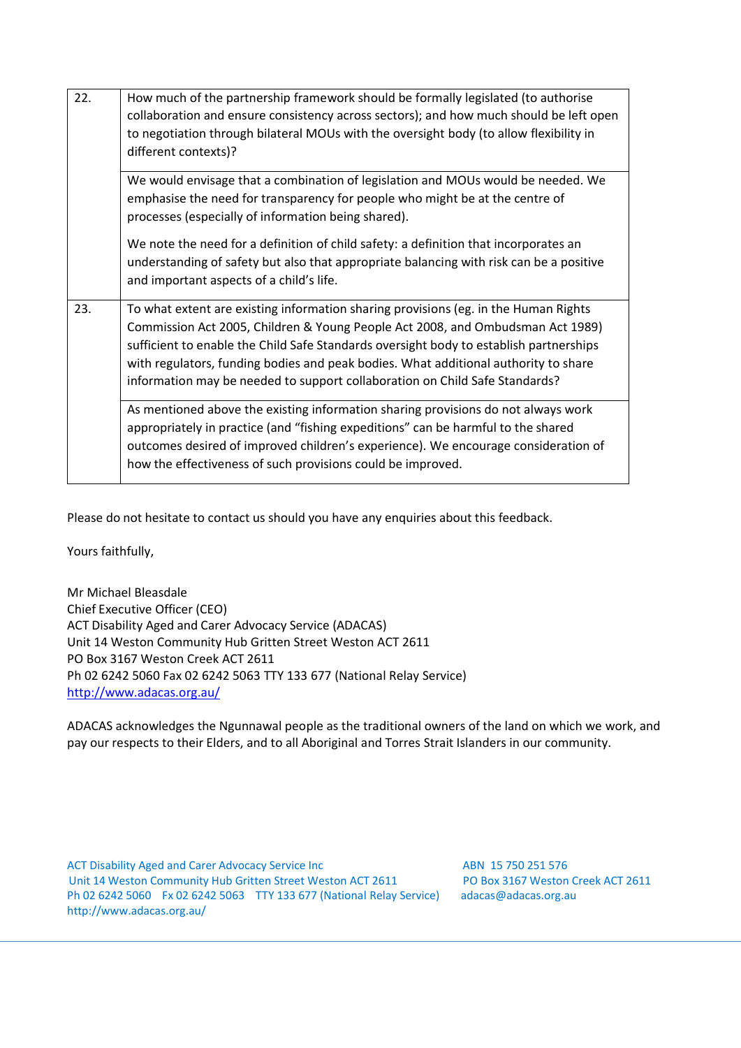| | |
|---|---|
| 22. | How much of the partnership framework should be formally legislated (to authorise collaboration and ensure consistency across sectors); and how much should be left open to negotiation through bilateral MOUs with the oversight body (to allow flexibility in different contexts)? |
| | We would envisage that a combination of legislation and MOUs would be needed. We emphasise the need for transparency for people who might be at the centre of processes (especially of information being shared).<br><br>We note the need for a definition of child safety: a definition that incorporates an understanding of safety but also that appropriate balancing with risk can be a positive and important aspects of a child's life. |
| 23. | To what extent are existing information sharing provisions (eg. in the Human Rights Commission Act 2005, Children & Young People Act 2008, and Ombudsman Act 1989) sufficient to enable the Child Safe Standards oversight body to establish partnerships with regulators, funding bodies and peak bodies. What additional authority to share information may be needed to support collaboration on Child Safe Standards? |
| | As mentioned above the existing information sharing provisions do not always work appropriately in practice (and "fishing expeditions" can be harmful to the shared outcomes desired of improved children's experience). We encourage consideration of how the effectiveness of such provisions could be improved. |

Please do not hesitate to contact us should you have any enquiries about this feedback.

Yours faithfully,

Mr Michael Bleasdale
Chief Executive Officer (CEO)
ACT Disability Aged and Carer Advocacy Service (ADACAS)
Unit 14 Weston Community Hub Gritten Street Weston ACT 2611
PO Box 3167 Weston Creek ACT 2611
Ph 02 6242 5060 Fax 02 6242 5063 TTY 133 677 (National Relay Service)
http://www.adacas.org.au/

ADACAS acknowledges the Ngunnawal people as the traditional owners of the land on which we work, and pay our respects to their Elders, and to all Aboriginal and Torres Strait Islanders in our community.

ACT Disability Aged and Carer Advocacy Service Inc
Unit 14 Weston Community Hub Gritten Street Weston ACT 2611
Ph 02 6242 5060 Fx 02 6242 5063 TTY 133 677 (National Relay Service)
http://www.adacas.org.au/

ABN 15 750 251 576
PO Box 3167 Weston Creek ACT 2611
adacas@adacas.org.au